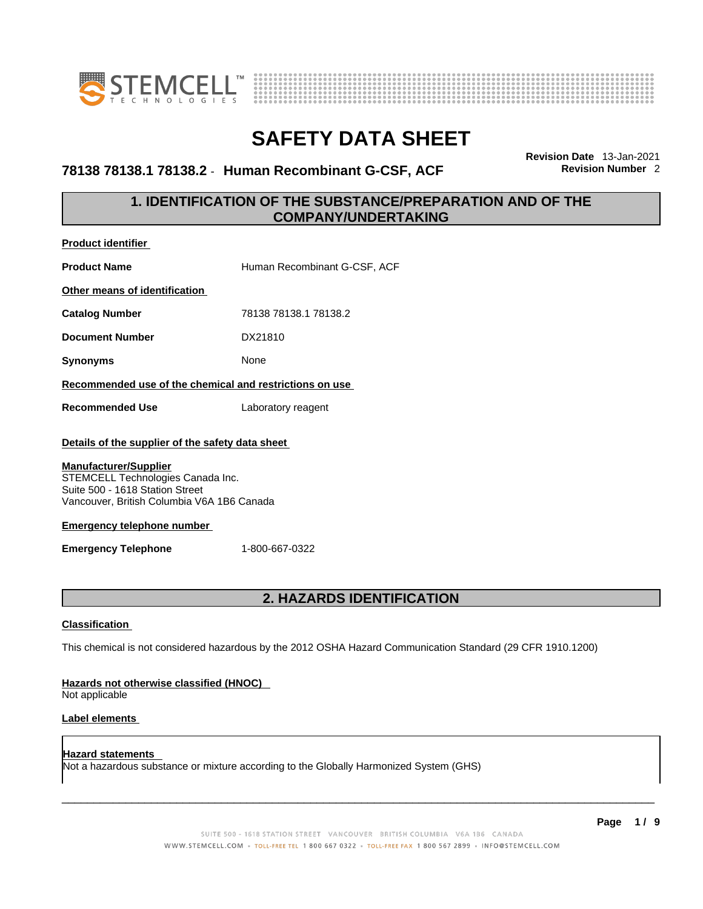# SAFETY DATA SHEET

**78138 78138.1 78138.2 - Human Recombinant G-CSF, ACF**

**Revision Date** 13-Jan-2021
**Revision Number** 2

## 1. IDENTIFICATION OF THE SUBSTANCE/PREPARATION AND OF THE COMPANY/UNDERTAKING

**Product identifier**

**Product Name** Human Recombinant G-CSF, ACF

**Other means of identification**

**Catalog Number** 78138 78138.1 78138.2

**Document Number** DX21810

**Synonyms** None

**Recommended use of the chemical and restrictions on use**

**Recommended Use** Laboratory reagent

**Details of the supplier of the safety data sheet**

**Manufacturer/Supplier**
STEMCELL Technologies Canada Inc.
Suite 500 - 1618 Station Street
Vancouver, British Columbia V6A 1B6 Canada

**Emergency telephone number**

**Emergency Telephone** 1-800-667-0322

## 2. HAZARDS IDENTIFICATION

**Classification**

This chemical is not considered hazardous by the 2012 OSHA Hazard Communication Standard (29 CFR 1910.1200)

**Hazards not otherwise classified (HNOC)**
Not applicable

**Label elements**

**Hazard statements**
Not a hazardous substance or mixture according to the Globally Harmonized System (GHS)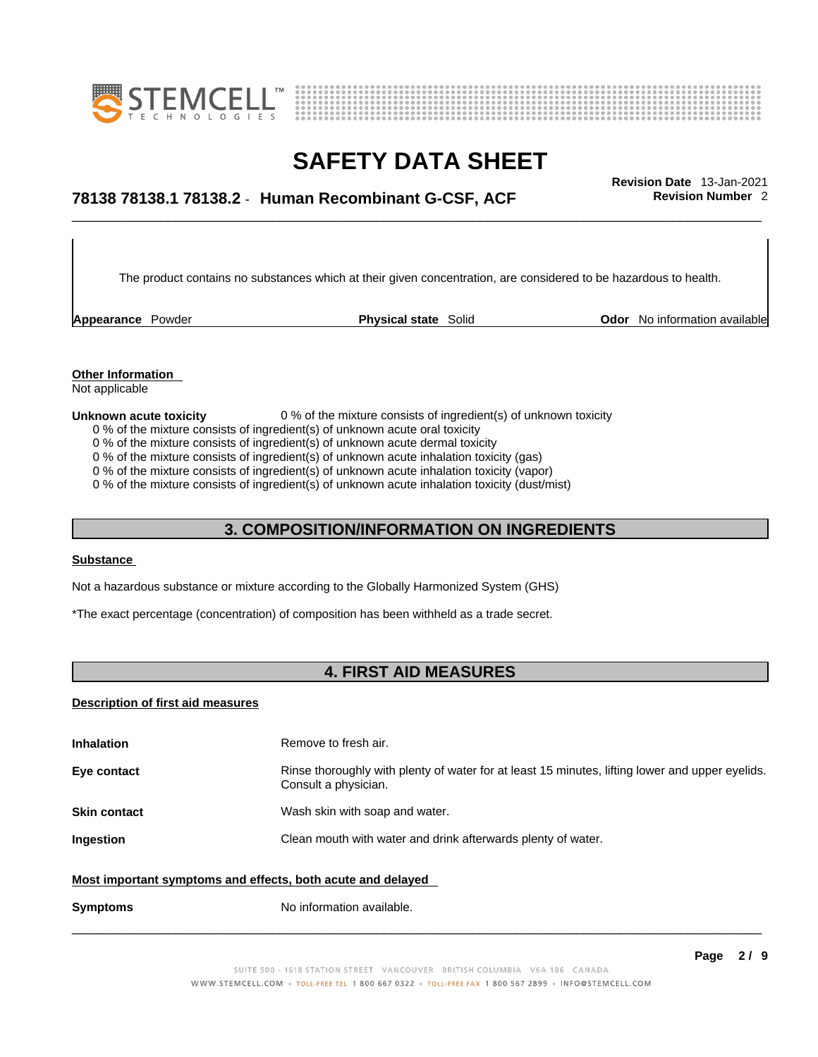The product contains no substances which at their given concentration, are considered to be hazardous to health.

| **Appearance** Powder | **Physical state** Solid | **Odor** No information available |
|---|---|---|

**Other Information**
Not applicable

**Unknown acute toxicity** 0 % of the mixture consists of ingredient(s) of unknown toxicity
0 % of the mixture consists of ingredient(s) of unknown acute oral toxicity
0 % of the mixture consists of ingredient(s) of unknown acute dermal toxicity
0 % of the mixture consists of ingredient(s) of unknown acute inhalation toxicity (gas)
0 % of the mixture consists of ingredient(s) of unknown acute inhalation toxicity (vapor)
0 % of the mixture consists of ingredient(s) of unknown acute inhalation toxicity (dust/mist)

## 3. COMPOSITION/INFORMATION ON INGREDIENTS

**Substance**

Not a hazardous substance or mixture according to the Globally Harmonized System (GHS)

*The exact percentage (concentration) of composition has been withheld as a trade secret.

## 4. FIRST AID MEASURES

**Description of first aid measures**

**Inhalation** Remove to fresh air.

**Eye contact** Rinse thoroughly with plenty of water for at least 15 minutes, lifting lower and upper eyelids. Consult a physician.

**Skin contact** Wash skin with soap and water.

**Ingestion** Clean mouth with water and drink afterwards plenty of water.

**Most important symptoms and effects, both acute and delayed**

**Symptoms** No information available.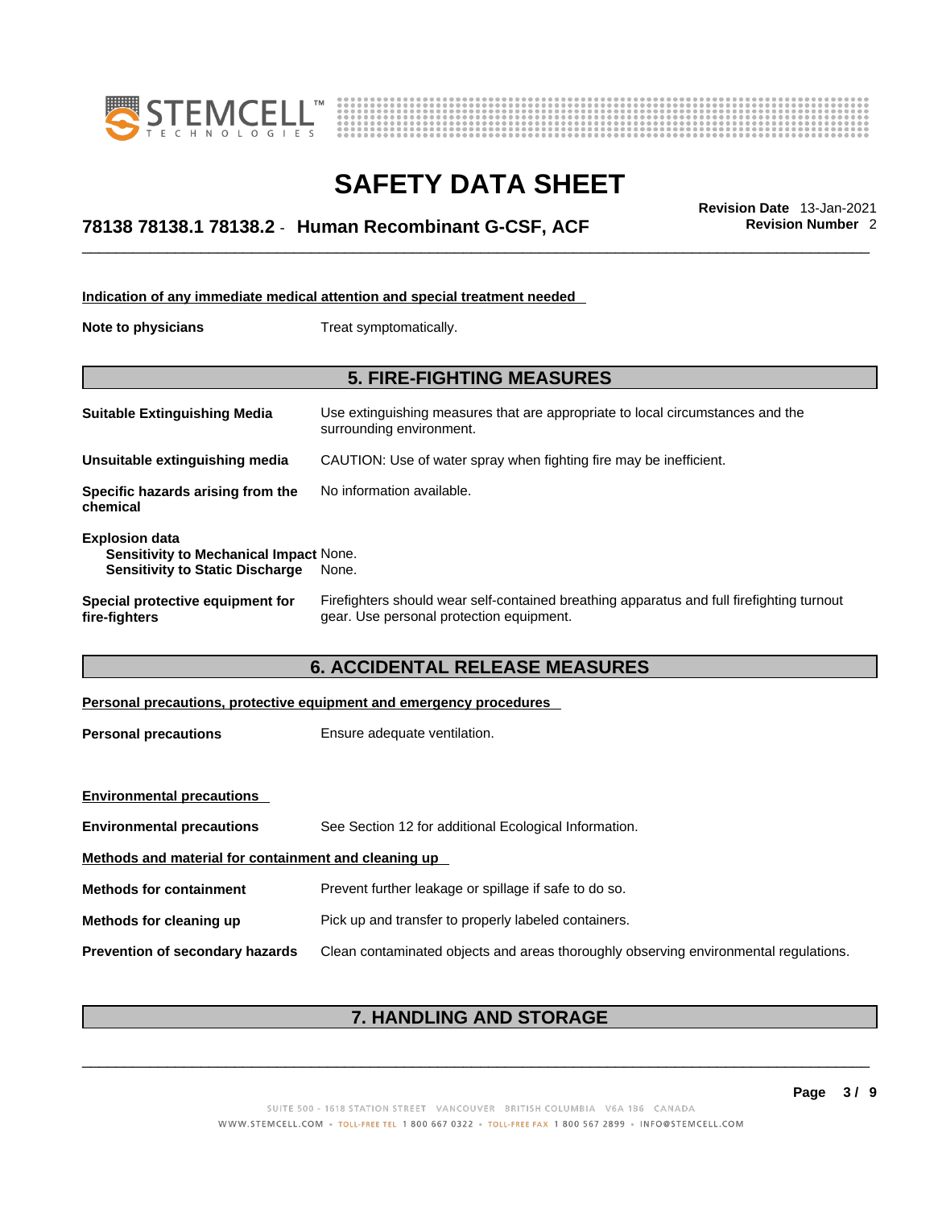#### Indication of any immediate medical attention and special treatment needed

**Note to physicians** Treat symptomatically.

## 5. FIRE-FIGHTING MEASURES

**Suitable Extinguishing Media** Use extinguishing measures that are appropriate to local circumstances and the surrounding environment.

**Unsuitable extinguishing media** CAUTION: Use of water spray when fighting fire may be inefficient.

**Specific hazards arising from the chemical** No information available.

**Explosion data**
**Sensitivity to Mechanical Impact** None.
**Sensitivity to Static Discharge** None.

**Special protective equipment for fire-fighters** Firefighters should wear self-contained breathing apparatus and full firefighting turnout gear. Use personal protection equipment.

## 6. ACCIDENTAL RELEASE MEASURES

#### Personal precautions, protective equipment and emergency procedures

**Personal precautions** Ensure adequate ventilation.

#### Environmental precautions

**Environmental precautions** See Section 12 for additional Ecological Information.

#### Methods and material for containment and cleaning up

**Methods for containment** Prevent further leakage or spillage if safe to do so.

**Methods for cleaning up** Pick up and transfer to properly labeled containers.

**Prevention of secondary hazards** Clean contaminated objects and areas thoroughly observing environmental regulations.

## 7. HANDLING AND STORAGE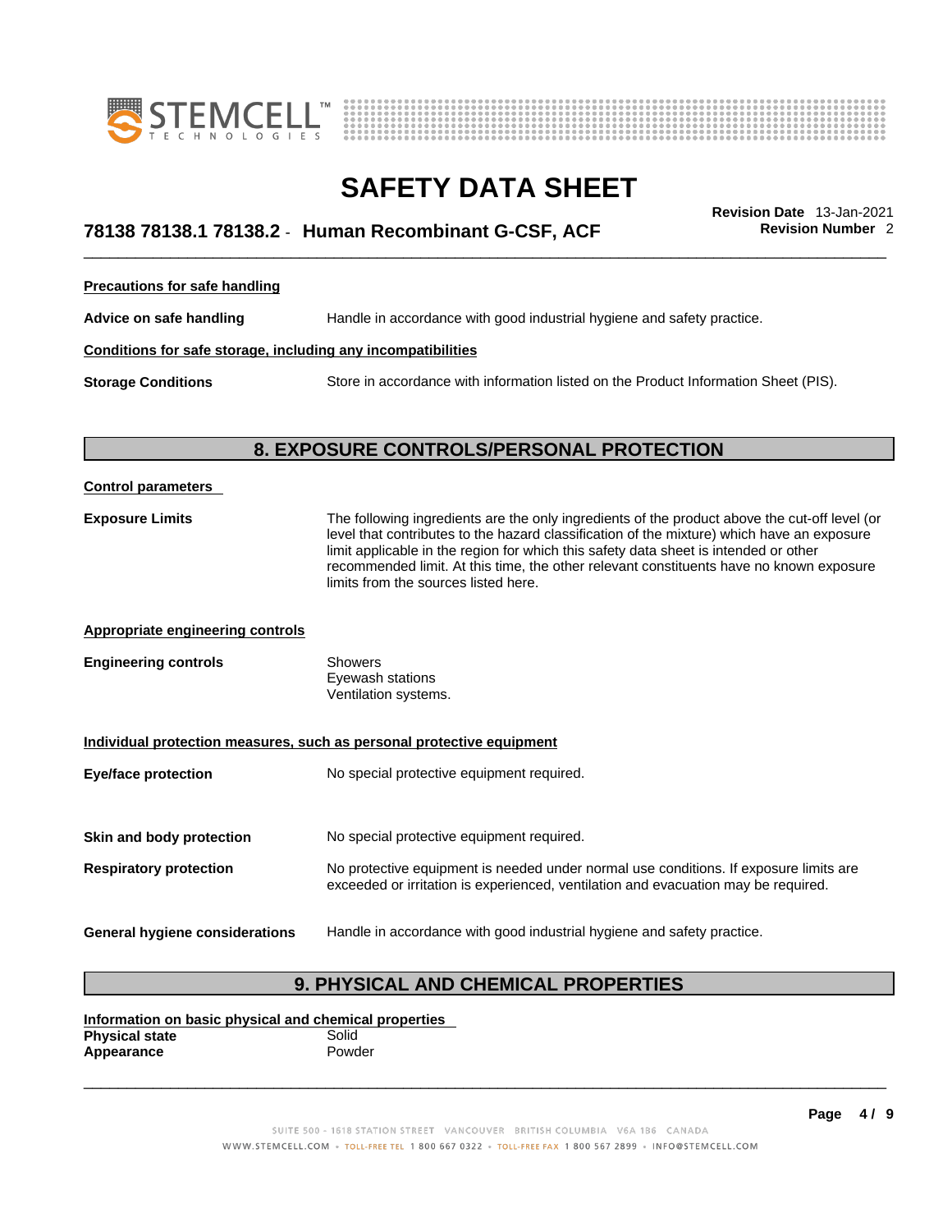**Precautions for safe handling**

**Advice on safe handling** Handle in accordance with good industrial hygiene and safety practice.

**Conditions for safe storage, including any incompatibilities**

**Storage Conditions** Store in accordance with information listed on the Product Information Sheet (PIS).

## 8. EXPOSURE CONTROLS/PERSONAL PROTECTION

**Control parameters**

**Exposure Limits** The following ingredients are the only ingredients of the product above the cut-off level (or level that contributes to the hazard classification of the mixture) which have an exposure limit applicable in the region for which this safety data sheet is intended or other recommended limit. At this time, the other relevant constituents have no known exposure limits from the sources listed here.

**Appropriate engineering controls**

**Engineering controls** Showers
Eyewash stations
Ventilation systems.

**Individual protection measures, such as personal protective equipment**

**Eye/face protection** No special protective equipment required.

**Skin and body protection** No special protective equipment required.

**Respiratory protection** No protective equipment is needed under normal use conditions. If exposure limits are exceeded or irritation is experienced, ventilation and evacuation may be required.

**General hygiene considerations** Handle in accordance with good industrial hygiene and safety practice.

## 9. PHYSICAL AND CHEMICAL PROPERTIES

**Information on basic physical and chemical properties**

**Physical state** Solid
**Appearance** Powder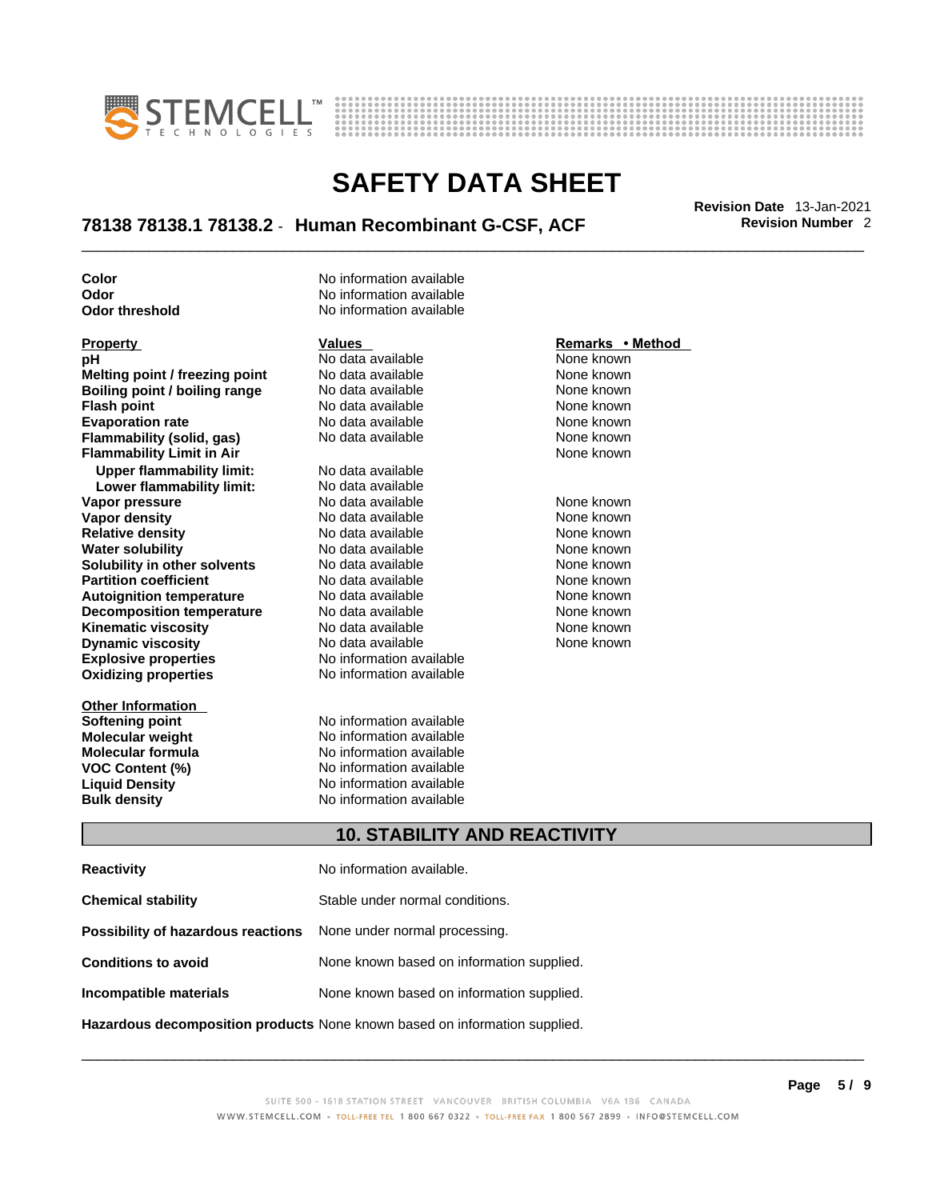| | |
|---|---|
| **Color** | No information available |
| **Odor** | No information available |
| **Odor threshold** | No information available |

| Property | Values | Remarks • Method |
|---|---|---|
| **pH** | No data available | None known |
| **Melting point / freezing point** | No data available | None known |
| **Boiling point / boiling range** | No data available | None known |
| **Flash point** | No data available | None known |
| **Evaporation rate** | No data available | None known |
| **Flammability (solid, gas)** | No data available | None known |
| **Flammability Limit in Air** | | None known |
| **Upper flammability limit:** | No data available | |
| **Lower flammability limit:** | No data available | |
| **Vapor pressure** | No data available | None known |
| **Vapor density** | No data available | None known |
| **Relative density** | No data available | None known |
| **Water solubility** | No data available | None known |
| **Solubility in other solvents** | No data available | None known |
| **Partition coefficient** | No data available | None known |
| **Autoignition temperature** | No data available | None known |
| **Decomposition temperature** | No data available | None known |
| **Kinematic viscosity** | No data available | None known |
| **Dynamic viscosity** | No data available | None known |
| **Explosive properties** | No information available | |
| **Oxidizing properties** | No information available | |

| Other Information | |
|---|---|
| **Softening point** | No information available |
| **Molecular weight** | No information available |
| **Molecular formula** | No information available |
| **VOC Content (%)** | No information available |
| **Liquid Density** | No information available |
| **Bulk density** | No information available |

## 10. STABILITY AND REACTIVITY

| | |
|---|---|
| **Reactivity** | No information available. |
| **Chemical stability** | Stable under normal conditions. |
| **Possibility of hazardous reactions** | None under normal processing. |
| **Conditions to avoid** | None known based on information supplied. |
| **Incompatible materials** | None known based on information supplied. |
| **Hazardous decomposition products** | None known based on information supplied. |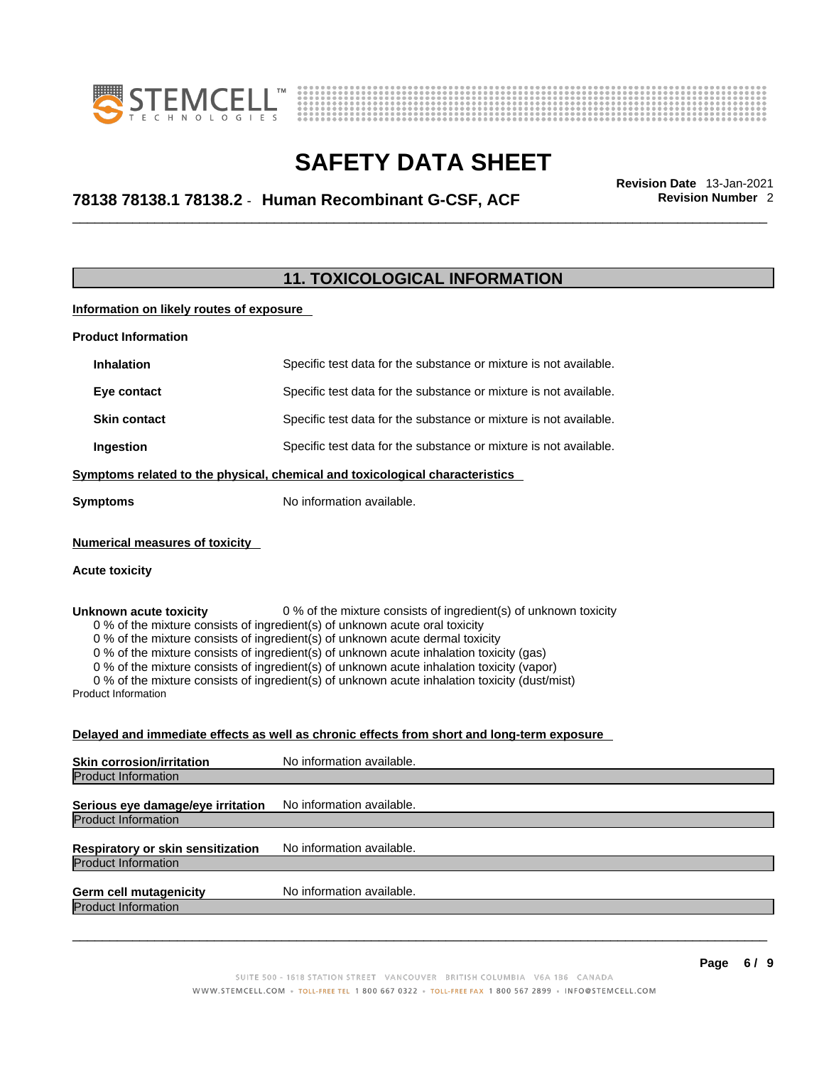## 11. TOXICOLOGICAL INFORMATION

**Information on likely routes of exposure**

**Product Information**

| | |
|---|---|
| **Inhalation** | Specific test data for the substance or mixture is not available. |
| **Eye contact** | Specific test data for the substance or mixture is not available. |
| **Skin contact** | Specific test data for the substance or mixture is not available. |
| **Ingestion** | Specific test data for the substance or mixture is not available. |

**Symptoms related to the physical, chemical and toxicological characteristics**

**Symptoms** No information available.

**Numerical measures of toxicity**

**Acute toxicity**

**Unknown acute toxicity** 0 % of the mixture consists of ingredient(s) of unknown toxicity

0 % of the mixture consists of ingredient(s) of unknown acute oral toxicity
0 % of the mixture consists of ingredient(s) of unknown acute dermal toxicity
0 % of the mixture consists of ingredient(s) of unknown acute inhalation toxicity (gas)
0 % of the mixture consists of ingredient(s) of unknown acute inhalation toxicity (vapor)
0 % of the mixture consists of ingredient(s) of unknown acute inhalation toxicity (dust/mist)

Product Information

**Delayed and immediate effects as well as chronic effects from short and long-term exposure**

**Skin corrosion/irritation** No information available.

Product Information

**Serious eye damage/eye irritation** No information available.

Product Information

**Respiratory or skin sensitization** No information available.

Product Information

**Germ cell mutagenicity** No information available.

Product Information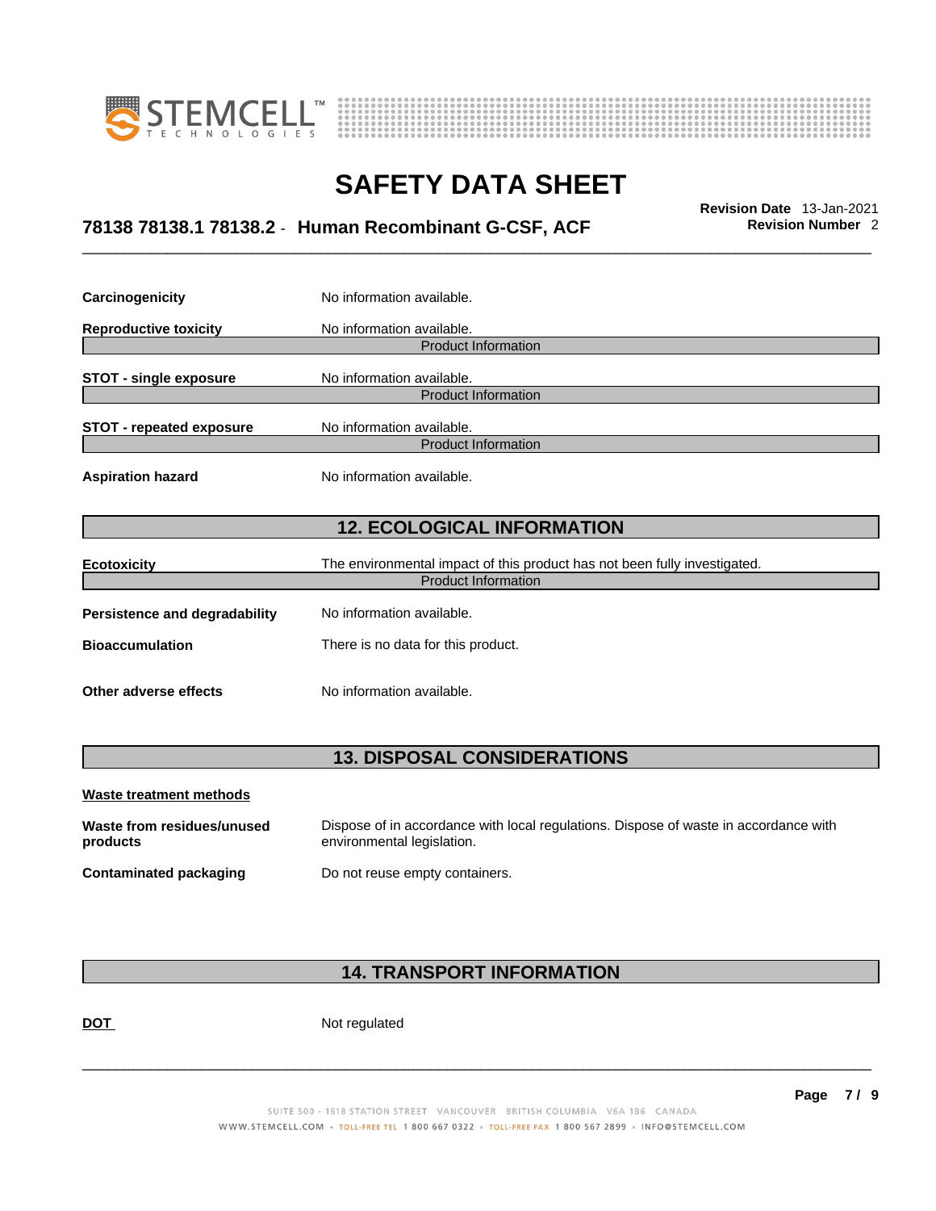**Carcinogenicity** No information available.

**Reproductive toxicity** No information available.

Product Information

**STOT - single exposure** No information available.

Product Information

**STOT - repeated exposure** No information available.

Product Information

**Aspiration hazard** No information available.

## 12. ECOLOGICAL INFORMATION

**Ecotoxicity** The environmental impact of this product has not been fully investigated.

Product Information

**Persistence and degradability** No information available.

**Bioaccumulation** There is no data for this product.

**Other adverse effects** No information available.

## 13. DISPOSAL CONSIDERATIONS

**Waste treatment methods**

**Waste from residues/unused products** Dispose of in accordance with local regulations. Dispose of waste in accordance with environmental legislation.

**Contaminated packaging** Do not reuse empty containers.

## 14. TRANSPORT INFORMATION

**DOT** Not regulated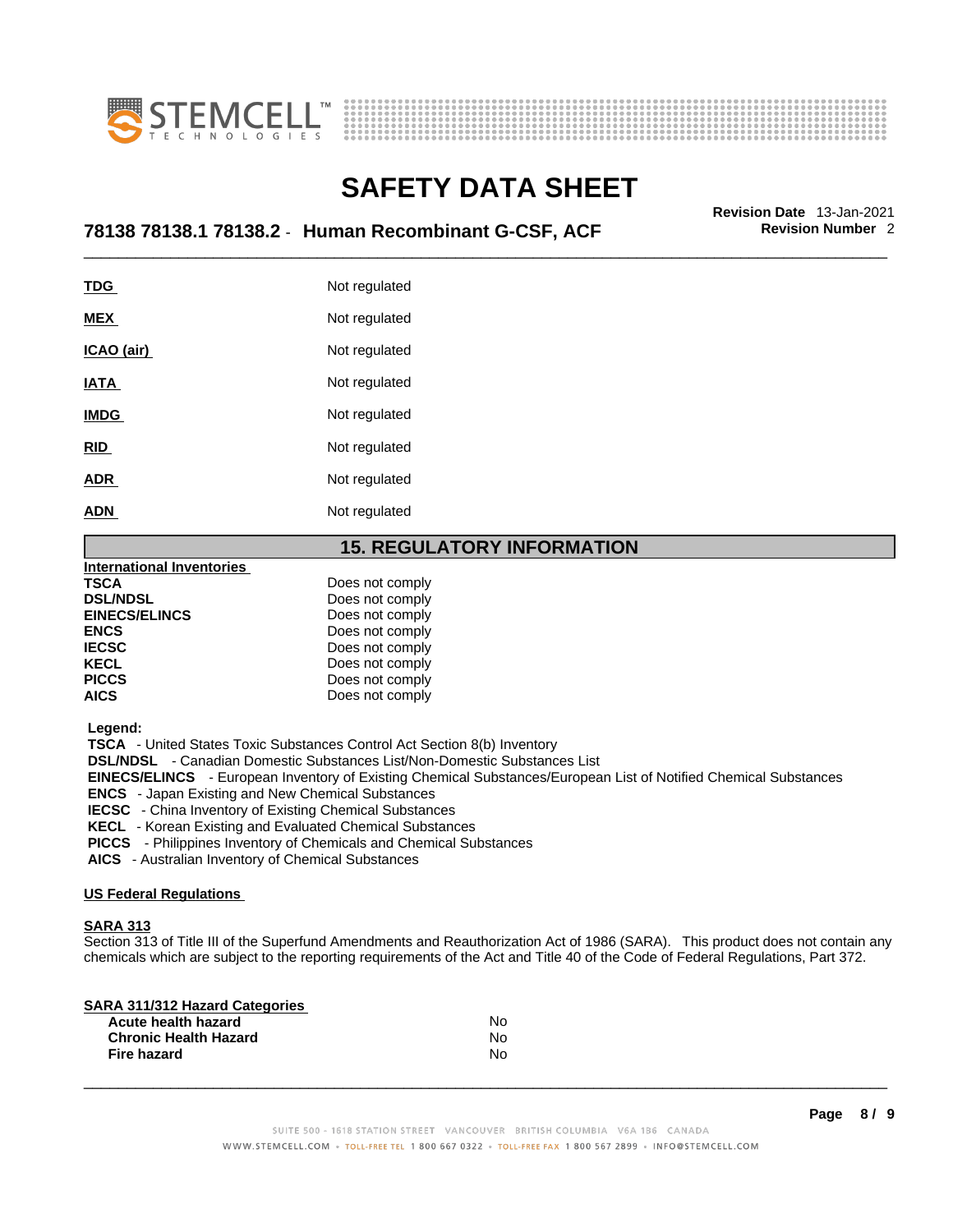| | |
|---|---|
| **TDG** | Not regulated |
| **MEX** | Not regulated |
| **ICAO (air)** | Not regulated |
| **IATA** | Not regulated |
| **IMDG** | Not regulated |
| **RID** | Not regulated |
| **ADR** | Not regulated |
| **ADN** | Not regulated |

## 15. REGULATORY INFORMATION

**International Inventories**

| | |
|---|---|
| **TSCA** | Does not comply |
| **DSL/NDSL** | Does not comply |
| **EINECS/ELINCS** | Does not comply |
| **ENCS** | Does not comply |
| **IECSC** | Does not comply |
| **KECL** | Does not comply |
| **PICCS** | Does not comply |
| **AICS** | Does not comply |

**Legend:**

**TSCA** - United States Toxic Substances Control Act Section 8(b) Inventory
**DSL/NDSL** - Canadian Domestic Substances List/Non-Domestic Substances List
**EINECS/ELINCS** - European Inventory of Existing Chemical Substances/European List of Notified Chemical Substances
**ENCS** - Japan Existing and New Chemical Substances
**IECSC** - China Inventory of Existing Chemical Substances
**KECL** - Korean Existing and Evaluated Chemical Substances
**PICCS** - Philippines Inventory of Chemicals and Chemical Substances
**AICS** - Australian Inventory of Chemical Substances

**US Federal Regulations**

**SARA 313**

Section 313 of Title III of the Superfund Amendments and Reauthorization Act of 1986 (SARA). This product does not contain any chemicals which are subject to the reporting requirements of the Act and Title 40 of the Code of Federal Regulations, Part 372.

**SARA 311/312 Hazard Categories**

| | |
|---|---|
| **Acute health hazard** | No |
| **Chronic Health Hazard** | No |
| **Fire hazard** | No |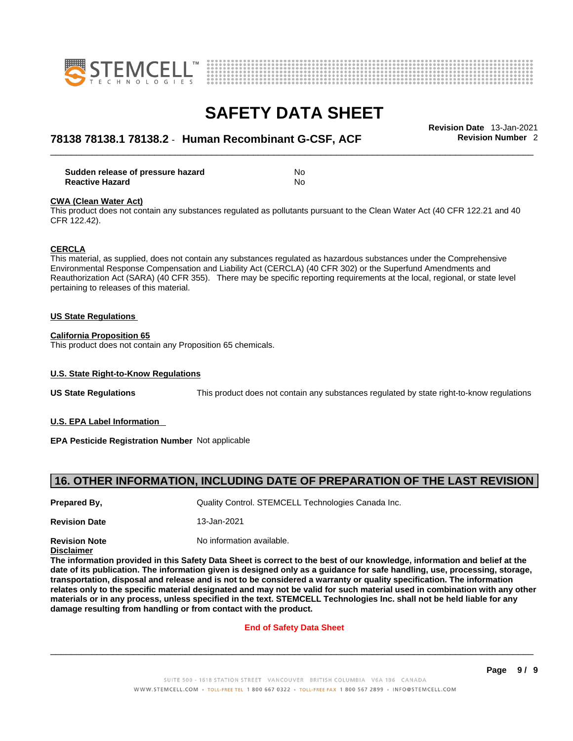| | |
|---|---|
| **Sudden release of pressure hazard** | No |
| **Reactive Hazard** | No |

**CWA (Clean Water Act)**

This product does not contain any substances regulated as pollutants pursuant to the Clean Water Act (40 CFR 122.21 and 40 CFR 122.42).

**CERCLA**

This material, as supplied, does not contain any substances regulated as hazardous substances under the Comprehensive Environmental Response Compensation and Liability Act (CERCLA) (40 CFR 302) or the Superfund Amendments and Reauthorization Act (SARA) (40 CFR 355). There may be specific reporting requirements at the local, regional, or state level pertaining to releases of this material.

**US State Regulations**

**California Proposition 65**

This product does not contain any Proposition 65 chemicals.

**U.S. State Right-to-Know Regulations**

**US State Regulations** This product does not contain any substances regulated by state right-to-know regulations

**U.S. EPA Label Information**

**EPA Pesticide Registration Number** Not applicable

## 16. OTHER INFORMATION, INCLUDING DATE OF PREPARATION OF THE LAST REVISION

**Prepared By,** Quality Control. STEMCELL Technologies Canada Inc.

**Revision Date** 13-Jan-2021

**Revision Note** No information available.

**Disclaimer**

**The information provided in this Safety Data Sheet is correct to the best of our knowledge, information and belief at the date of its publication. The information given is designed only as a guidance for safe handling, use, processing, storage, transportation, disposal and release and is not to be considered a warranty or quality specification. The information relates only to the specific material designated and may not be valid for such material used in combination with any other materials or in any process, unless specified in the text. STEMCELL Technologies Inc. shall not be held liable for any damage resulting from handling or from contact with the product.**

**End of Safety Data Sheet**